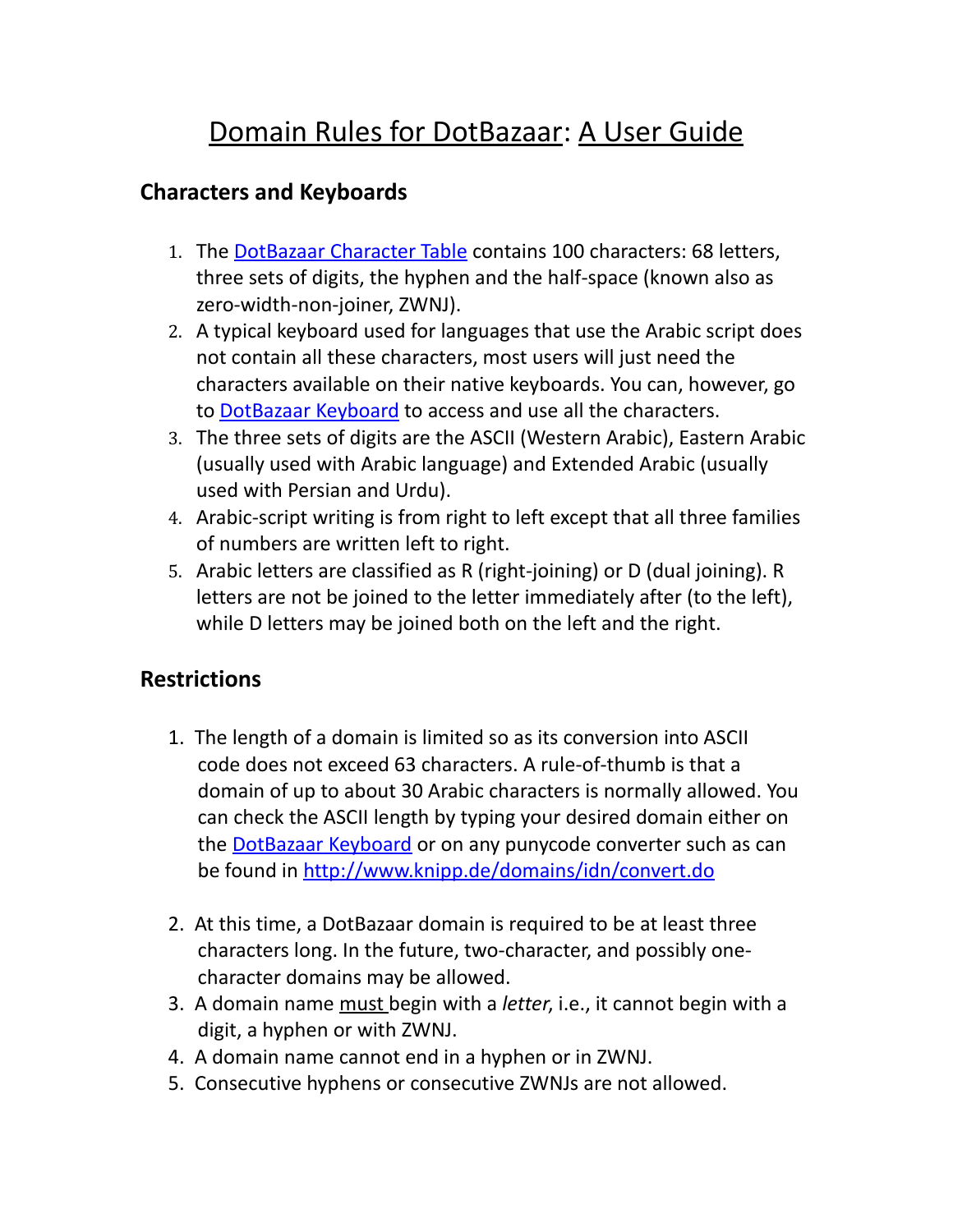# Domain Rules for DotBazaar: A User Guide

## Characters and Keyboards

1. The DotBazaar Character Table contains 100 characters: 68 letters, three sets of digits, the hyphen and the half-space (known also as zero-width-non-joiner, ZWNJ).
2. A typical keyboard used for languages that use the Arabic script does not contain all these characters, most users will just need the characters available on their native keyboards. You can, however, go to DotBazaar Keyboard to access and use all the characters.
3. The three sets of digits are the ASCII (Western Arabic), Eastern Arabic (usually used with Arabic language) and Extended Arabic (usually used with Persian and Urdu).
4. Arabic-script writing is from right to left except that all three families of numbers are written left to right.
5. Arabic letters are classified as R (right-joining) or D (dual joining). R letters are not be joined to the letter immediately after (to the left), while D letters may be joined both on the left and the right.

## Restrictions

1. The length of a domain is limited so as its conversion into ASCII code does not exceed 63 characters. A rule-of-thumb is that a domain of up to about 30 Arabic characters is normally allowed. You can check the ASCII length by typing your desired domain either on the DotBazaar Keyboard or on any punycode converter such as can be found in http://www.knipp.de/domains/idn/convert.do

2. At this time, a DotBazaar domain is required to be at least three characters long. In the future, two-character, and possibly one-character domains may be allowed.
3. A domain name must begin with a *letter*, i.e., it cannot begin with a digit, a hyphen or with ZWNJ.
4. A domain name cannot end in a hyphen or in ZWNJ.
5. Consecutive hyphens or consecutive ZWNJs are not allowed.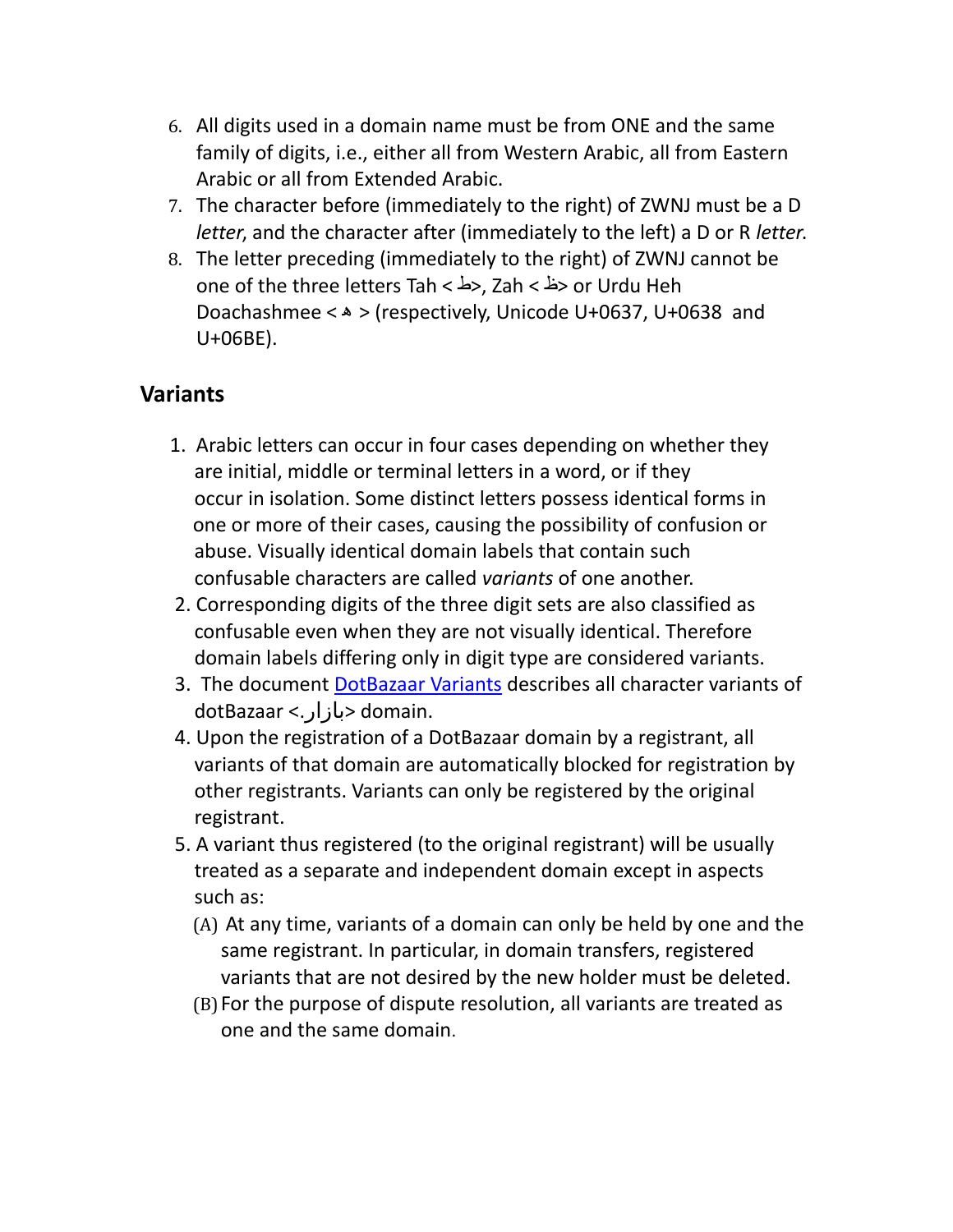6. All digits used in a domain name must be from ONE and the same family of digits, i.e., either all from Western Arabic, all from Eastern Arabic or all from Extended Arabic.
7. The character before (immediately to the right) of ZWNJ must be a D *letter*, and the character after (immediately to the left) a D or R *letter*.
8. The letter preceding (immediately to the right) of ZWNJ cannot be one of the three letters Tah <ط>, Zah <ظ> or Urdu Heh Doachashmee < ھ > (respectively, Unicode U+0637, U+0638 and U+06BE).

## Variants

1. Arabic letters can occur in four cases depending on whether they are initial, middle or terminal letters in a word, or if they occur in isolation. Some distinct letters possess identical forms in one or more of their cases, causing the possibility of confusion or abuse. Visually identical domain labels that contain such confusable characters are called *variants* of one another.
2. Corresponding digits of the three digit sets are also classified as confusable even when they are not visually identical. Therefore domain labels differing only in digit type are considered variants.
3. The document [DotBazaar Variants]() describes all character variants of dotBazaar <.بازار> domain.
4. Upon the registration of a DotBazaar domain by a registrant, all variants of that domain are automatically blocked for registration by other registrants. Variants can only be registered by the original registrant.
5. A variant thus registered (to the original registrant) will be usually treated as a separate and independent domain except in aspects such as:
   (A) At any time, variants of a domain can only be held by one and the same registrant. In particular, in domain transfers, registered variants that are not desired by the new holder must be deleted.
   (B) For the purpose of dispute resolution, all variants are treated as one and the same domain.